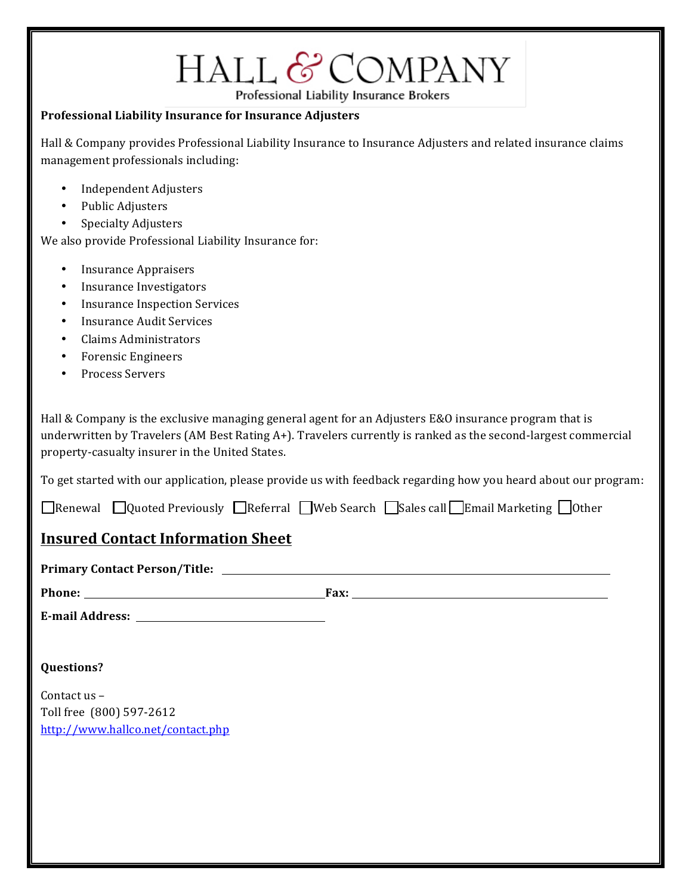# HALL & COMPANY

Professional Liability Insurance Brokers

**Professional Liability Insurance for Insurance Adjusters**

Hall & Company provides Professional Liability Insurance to Insurance Adjusters and related insurance claims management professionals including:

- Independent Adjusters
- Public Adjusters
- Specialty Adjusters

We also provide Professional Liability Insurance for:

- Insurance Appraisers
- Insurance Investigators
- Insurance Inspection Services
- Insurance Audit Services
- Claims Administrators
- Forensic Engineers
- Process Servers

Hall & Company is the exclusive managing general agent for an Adjusters E&O insurance program that is underwritten by Travelers (AM Best Rating A+). Travelers currently is ranked as the second-largest commercial property-casualty insurer in the United States.

To get started with our application, please provide us with feedback regarding how you heard about our program:

☐ Renewal ☐ Quoted Previously ☐ Referral ☐ Web Search ☐ Sales call ☐ Email Marketing ☐ Other

## Insured Contact Information Sheet

**Primary Contact Person/Title:** ______________________________

**Phone:** ______________________ **Fax:** ______________________

**E-mail Address:** ______________________

**Questions?**

Contact us –
Toll free (800) 597-2612
http://www.hallco.net/contact.php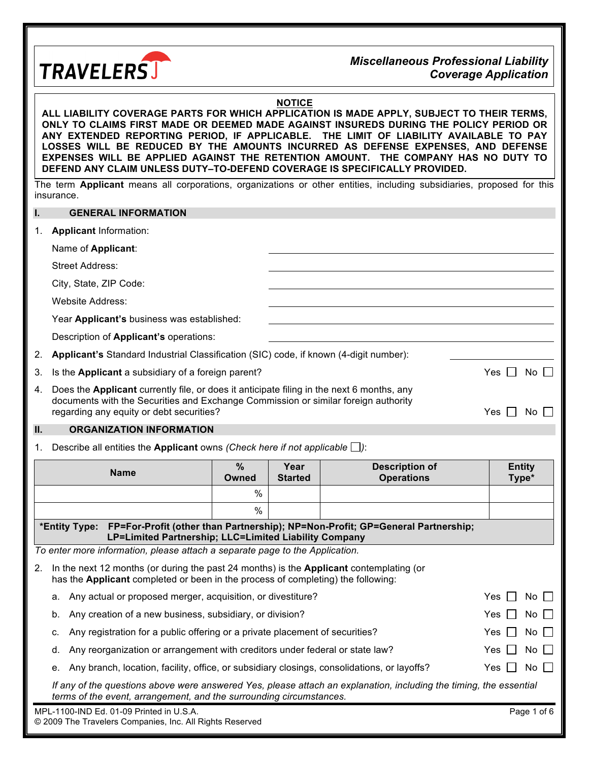**TRAVELERS**

***Miscellaneous Professional Liability Coverage Application***

**NOTICE**

**ALL LIABILITY COVERAGE PARTS FOR WHICH APPLICATION IS MADE APPLY, SUBJECT TO THEIR TERMS, ONLY TO CLAIMS FIRST MADE OR DEEMED MADE AGAINST INSUREDS DURING THE POLICY PERIOD OR ANY EXTENDED REPORTING PERIOD, IF APPLICABLE. THE LIMIT OF LIABILITY AVAILABLE TO PAY LOSSES WILL BE REDUCED BY THE AMOUNTS INCURRED AS DEFENSE EXPENSES, AND DEFENSE EXPENSES WILL BE APPLIED AGAINST THE RETENTION AMOUNT. THE COMPANY HAS NO DUTY TO DEFEND ANY CLAIM UNLESS DUTY–TO-DEFEND COVERAGE IS SPECIFICALLY PROVIDED.**

The term **Applicant** means all corporations, organizations or other entities, including subsidiaries, proposed for this insurance.

## I. GENERAL INFORMATION

1. **Applicant** Information:

   Name of **Applicant**: ______________________

   Street Address: ______________________

   City, State, ZIP Code: ______________________

   Website Address: ______________________

   Year **Applicant's** business was established: ______________________

   Description of **Applicant's** operations: ______________________

2. **Applicant's** Standard Industrial Classification (SIC) code, if known (4-digit number): __________

3. Is the **Applicant** a subsidiary of a foreign parent? Yes ☐ No ☐

4. Does the **Applicant** currently file, or does it anticipate filing in the next 6 months, any documents with the Securities and Exchange Commission or similar foreign authority regarding any equity or debt securities? Yes ☐ No ☐

## II. ORGANIZATION INFORMATION

1. Describe all entities the **Applicant** owns *(Check here if not applicable ☐)*:

| Name | % Owned | Year Started | Description of Operations | Entity Type* |
|---|---|---|---|---|
| | % | | | |
| | % | | | |

**\*Entity Type: FP=For-Profit (other than Partnership); NP=Non-Profit; GP=General Partnership; LP=Limited Partnership; LLC=Limited Liability Company**

*To enter more information, please attach a separate page to the Application.*

2. In the next 12 months (or during the past 24 months) is the **Applicant** contemplating (or has the **Applicant** completed or been in the process of completing) the following:

   a. Any actual or proposed merger, acquisition, or divestiture? Yes ☐ No ☐

   b. Any creation of a new business, subsidiary, or division? Yes ☐ No ☐

   c. Any registration for a public offering or a private placement of securities? Yes ☐ No ☐

   d. Any reorganization or arrangement with creditors under federal or state law? Yes ☐ No ☐

   e. Any branch, location, facility, office, or subsidiary closings, consolidations, or layoffs? Yes ☐ No ☐

   *If any of the questions above were answered Yes, please attach an explanation, including the timing, the essential terms of the event, arrangement, and the surrounding circumstances.*

MPL-1100-IND Ed. 01-09 Printed in U.S.A.
© 2009 The Travelers Companies, Inc. All Rights Reserved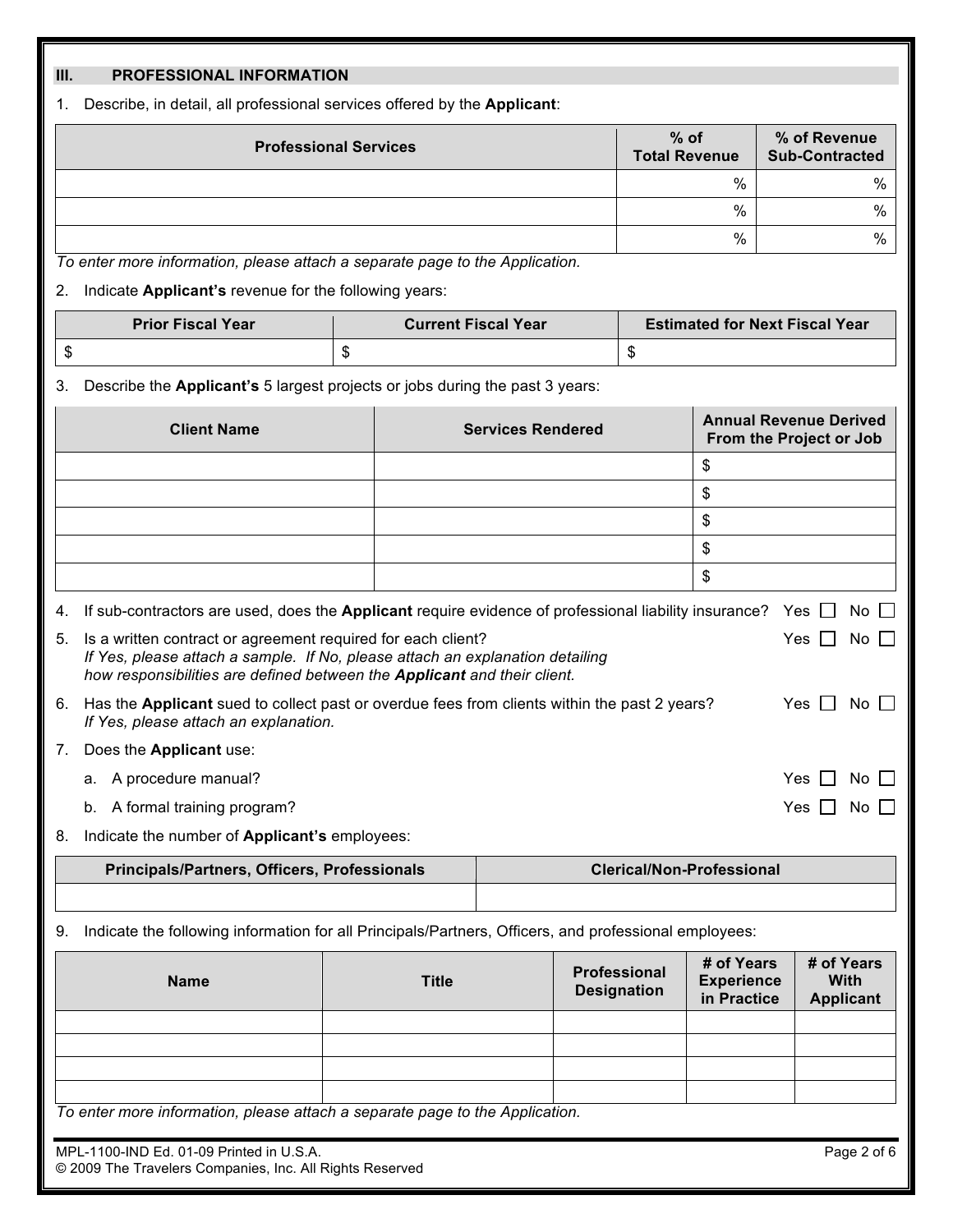## III. PROFESSIONAL INFORMATION

1. Describe, in detail, all professional services offered by the **Applicant**:

| Professional Services | % of Total Revenue | % of Revenue Sub-Contracted |
|---|---|---|
| | % | % |
| | % | % |
| | % | % |

*To enter more information, please attach a separate page to the Application.*

2. Indicate **Applicant's** revenue for the following years:

| Prior Fiscal Year | Current Fiscal Year | Estimated for Next Fiscal Year |
|---|---|---|
| $ | $ | $ |

3. Describe the **Applicant's** 5 largest projects or jobs during the past 3 years:

| Client Name | Services Rendered | Annual Revenue Derived From the Project or Job |
|---|---|---|
| | | $ |
| | | $ |
| | | $ |
| | | $ |
| | | $ |

4. If sub-contractors are used, does the **Applicant** require evidence of professional liability insurance? Yes ☐ No ☐

5. Is a written contract or agreement required for each client? Yes ☐ No ☐
   *If Yes, please attach a sample. If No, please attach an explanation detailing how responsibilities are defined between the **Applicant** and their client.*

6. Has the **Applicant** sued to collect past or overdue fees from clients within the past 2 years? Yes ☐ No ☐
   *If Yes, please attach an explanation.*

7. Does the **Applicant** use:
   a. A procedure manual? Yes ☐ No ☐
   b. A formal training program? Yes ☐ No ☐

8. Indicate the number of **Applicant's** employees:

| Principals/Partners, Officers, Professionals | Clerical/Non-Professional |
|---|---|
| | |

9. Indicate the following information for all Principals/Partners, Officers, and professional employees:

| Name | Title | Professional Designation | # of Years Experience in Practice | # of Years With Applicant |
|---|---|---|---|---|
| | | | | |
| | | | | |
| | | | | |
| | | | | |

*To enter more information, please attach a separate page to the Application.*

MPL-1100-IND Ed. 01-09 Printed in U.S.A.
© 2009 The Travelers Companies, Inc. All Rights Reserved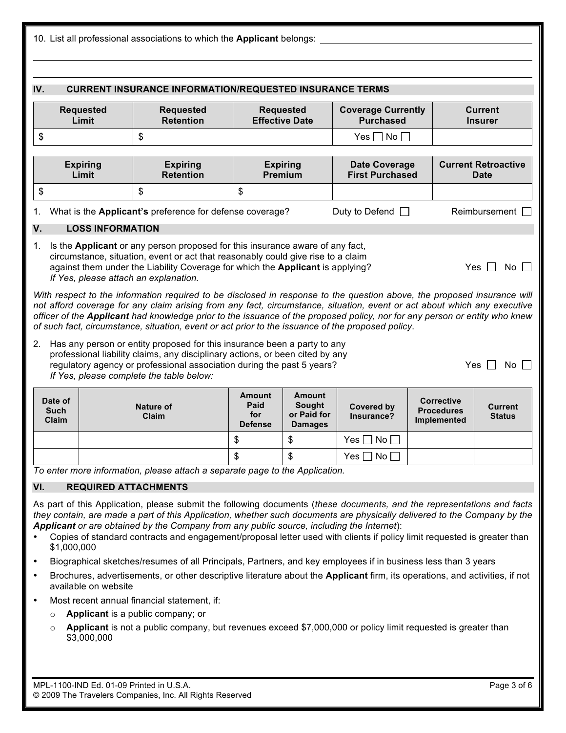10. List all professional associations to which the **Applicant** belongs: ______________________________

______________________________________________________________________________

______________________________________________________________________________

## IV. CURRENT INSURANCE INFORMATION/REQUESTED INSURANCE TERMS

| Requested Limit | Requested Retention | Requested Effective Date | Coverage Currently Purchased | Current Insurer |
|---|---|---|---|---|
| $ | $ | | Yes ☐ No ☐ | |

| Expiring Limit | Expiring Retention | Expiring Premium | Date Coverage First Purchased | Current Retroactive Date |
|---|---|---|---|---|
| $ | $ | $ | | |

1. What is the **Applicant's** preference for defense coverage? Duty to Defend ☐ Reimbursement ☐

## V. LOSS INFORMATION

1. Is the **Applicant** or any person proposed for this insurance aware of any fact, circumstance, situation, event or act that reasonably could give rise to a claim against them under the Liability Coverage for which the **Applicant** is applying? Yes ☐ No ☐
   *If Yes, please attach an explanation.*

*With respect to the information required to be disclosed in response to the question above, the proposed insurance will not afford coverage for any claim arising from any fact, circumstance, situation, event or act about which any executive officer of the* ***Applicant*** *had knowledge prior to the issuance of the proposed policy, nor for any person or entity who knew of such fact, circumstance, situation, event or act prior to the issuance of the proposed policy.*

2. Has any person or entity proposed for this insurance been a party to any professional liability claims, any disciplinary actions, or been cited by any regulatory agency or professional association during the past 5 years? Yes ☐ No ☐
   *If Yes, please complete the table below:*

| Date of Such Claim | Nature of Claim | Amount Paid for Defense | Amount Sought or Paid for Damages | Covered by Insurance? | Corrective Procedures Implemented | Current Status |
|---|---|---|---|---|---|---|
| | | $ | $ | Yes ☐ No ☐ | | |
| | | $ | $ | Yes ☐ No ☐ | | |

*To enter more information, please attach a separate page to the Application.*

## VI. REQUIRED ATTACHMENTS

As part of this Application, please submit the following documents (*these documents, and the representations and facts they contain, are made a part of this Application, whether such documents are physically delivered to the Company by the* ***Applicant*** *or are obtained by the Company from any public source, including the Internet*):

- Copies of standard contracts and engagement/proposal letter used with clients if policy limit requested is greater than $1,000,000
- Biographical sketches/resumes of all Principals, Partners, and key employees if in business less than 3 years
- Brochures, advertisements, or other descriptive literature about the **Applicant** firm, its operations, and activities, if not available on website
- Most recent annual financial statement, if:
  - **Applicant** is a public company; or
  - **Applicant** is not a public company, but revenues exceed $7,000,000 or policy limit requested is greater than $3,000,000

MPL-1100-IND Ed. 01-09 Printed in U.S.A.
© 2009 The Travelers Companies, Inc. All Rights Reserved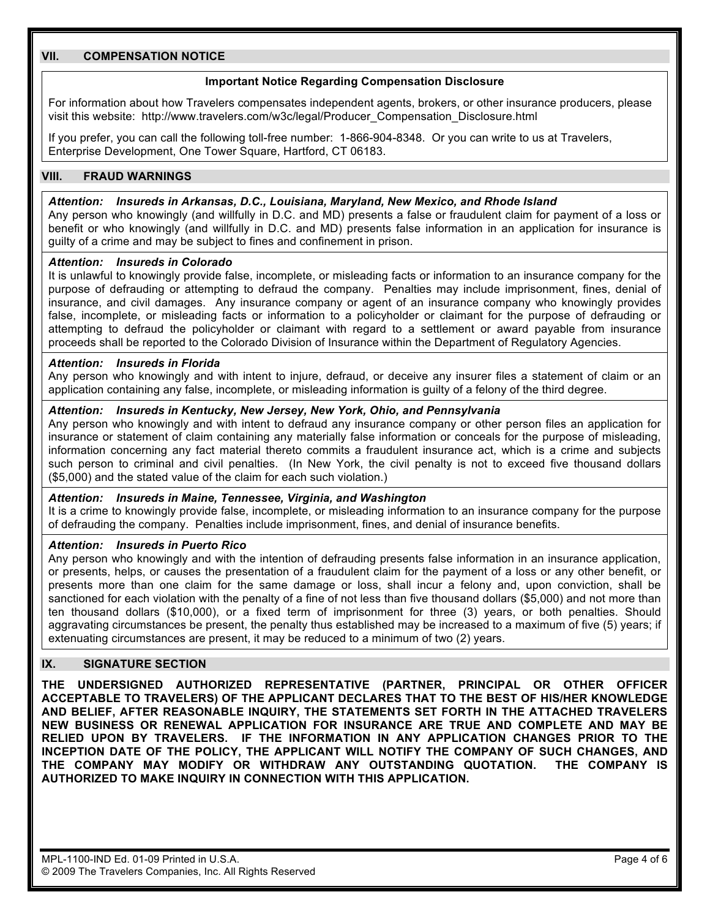## VII. COMPENSATION NOTICE

**Important Notice Regarding Compensation Disclosure**

For information about how Travelers compensates independent agents, brokers, or other insurance producers, please visit this website: http://www.travelers.com/w3c/legal/Producer_Compensation_Disclosure.html

If you prefer, you can call the following toll-free number: 1-866-904-8348. Or you can write to us at Travelers, Enterprise Development, One Tower Square, Hartford, CT 06183.

## VIII. FRAUD WARNINGS

***Attention: Insureds in Arkansas, D.C., Louisiana, Maryland, New Mexico, and Rhode Island***
Any person who knowingly (and willfully in D.C. and MD) presents a false or fraudulent claim for payment of a loss or benefit or who knowingly (and willfully in D.C. and MD) presents false information in an application for insurance is guilty of a crime and may be subject to fines and confinement in prison.

***Attention: Insureds in Colorado***
It is unlawful to knowingly provide false, incomplete, or misleading facts or information to an insurance company for the purpose of defrauding or attempting to defraud the company. Penalties may include imprisonment, fines, denial of insurance, and civil damages. Any insurance company or agent of an insurance company who knowingly provides false, incomplete, or misleading facts or information to a policyholder or claimant for the purpose of defrauding or attempting to defraud the policyholder or claimant with regard to a settlement or award payable from insurance proceeds shall be reported to the Colorado Division of Insurance within the Department of Regulatory Agencies.

***Attention: Insureds in Florida***
Any person who knowingly and with intent to injure, defraud, or deceive any insurer files a statement of claim or an application containing any false, incomplete, or misleading information is guilty of a felony of the third degree.

***Attention: Insureds in Kentucky, New Jersey, New York, Ohio, and Pennsylvania***
Any person who knowingly and with intent to defraud any insurance company or other person files an application for insurance or statement of claim containing any materially false information or conceals for the purpose of misleading, information concerning any fact material thereto commits a fraudulent insurance act, which is a crime and subjects such person to criminal and civil penalties. (In New York, the civil penalty is not to exceed five thousand dollars ($5,000) and the stated value of the claim for each such violation.)

***Attention: Insureds in Maine, Tennessee, Virginia, and Washington***
It is a crime to knowingly provide false, incomplete, or misleading information to an insurance company for the purpose of defrauding the company. Penalties include imprisonment, fines, and denial of insurance benefits.

***Attention: Insureds in Puerto Rico***
Any person who knowingly and with the intention of defrauding presents false information in an insurance application, or presents, helps, or causes the presentation of a fraudulent claim for the payment of a loss or any other benefit, or presents more than one claim for the same damage or loss, shall incur a felony and, upon conviction, shall be sanctioned for each violation with the penalty of a fine of not less than five thousand dollars ($5,000) and not more than ten thousand dollars ($10,000), or a fixed term of imprisonment for three (3) years, or both penalties. Should aggravating circumstances be present, the penalty thus established may be increased to a maximum of five (5) years; if extenuating circumstances are present, it may be reduced to a minimum of two (2) years.

## IX. SIGNATURE SECTION

**THE UNDERSIGNED AUTHORIZED REPRESENTATIVE (PARTNER, PRINCIPAL OR OTHER OFFICER ACCEPTABLE TO TRAVELERS) OF THE APPLICANT DECLARES THAT TO THE BEST OF HIS/HER KNOWLEDGE AND BELIEF, AFTER REASONABLE INQUIRY, THE STATEMENTS SET FORTH IN THE ATTACHED TRAVELERS NEW BUSINESS OR RENEWAL APPLICATION FOR INSURANCE ARE TRUE AND COMPLETE AND MAY BE RELIED UPON BY TRAVELERS. IF THE INFORMATION IN ANY APPLICATION CHANGES PRIOR TO THE INCEPTION DATE OF THE POLICY, THE APPLICANT WILL NOTIFY THE COMPANY OF SUCH CHANGES, AND THE COMPANY MAY MODIFY OR WITHDRAW ANY OUTSTANDING QUOTATION. THE COMPANY IS AUTHORIZED TO MAKE INQUIRY IN CONNECTION WITH THIS APPLICATION.**

MPL-1100-IND Ed. 01-09 Printed in U.S.A.
© 2009 The Travelers Companies, Inc. All Rights Reserved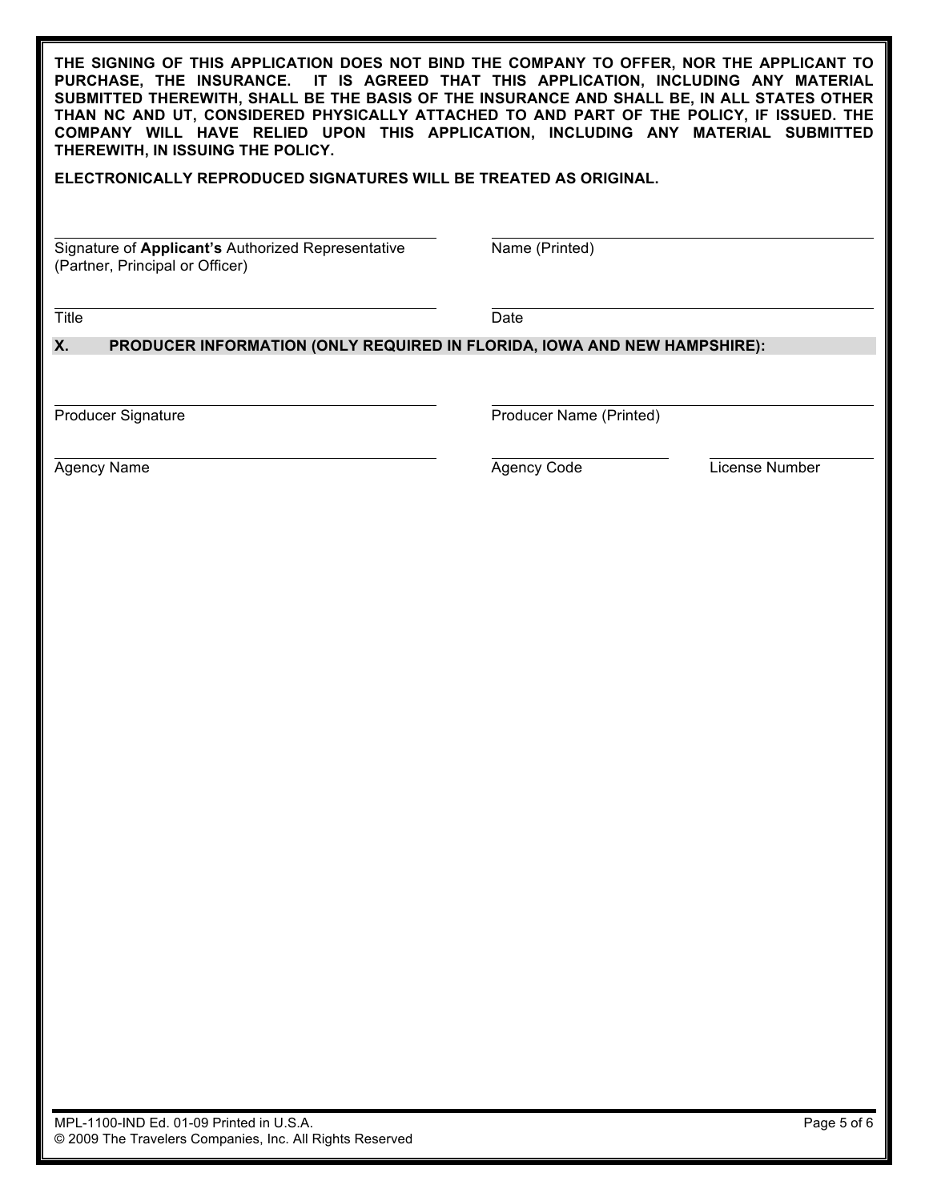**THE SIGNING OF THIS APPLICATION DOES NOT BIND THE COMPANY TO OFFER, NOR THE APPLICANT TO PURCHASE, THE INSURANCE. IT IS AGREED THAT THIS APPLICATION, INCLUDING ANY MATERIAL SUBMITTED THEREWITH, SHALL BE THE BASIS OF THE INSURANCE AND SHALL BE, IN ALL STATES OTHER THAN NC AND UT, CONSIDERED PHYSICALLY ATTACHED TO AND PART OF THE POLICY, IF ISSUED. THE COMPANY WILL HAVE RELIED UPON THIS APPLICATION, INCLUDING ANY MATERIAL SUBMITTED THEREWITH, IN ISSUING THE POLICY.**

**ELECTRONICALLY REPRODUCED SIGNATURES WILL BE TREATED AS ORIGINAL.**

| | |
|---|---|
| Signature of **Applicant's** Authorized Representative (Partner, Principal or Officer) | Name (Printed) |
| Title | Date |

## X. PRODUCER INFORMATION (ONLY REQUIRED IN FLORIDA, IOWA AND NEW HAMPSHIRE):

| | | |
|---|---|---|
| Producer Signature | Producer Name (Printed) | |
| Agency Name | Agency Code | License Number |

MPL-1100-IND Ed. 01-09 Printed in U.S.A.
© 2009 The Travelers Companies, Inc. All Rights Reserved